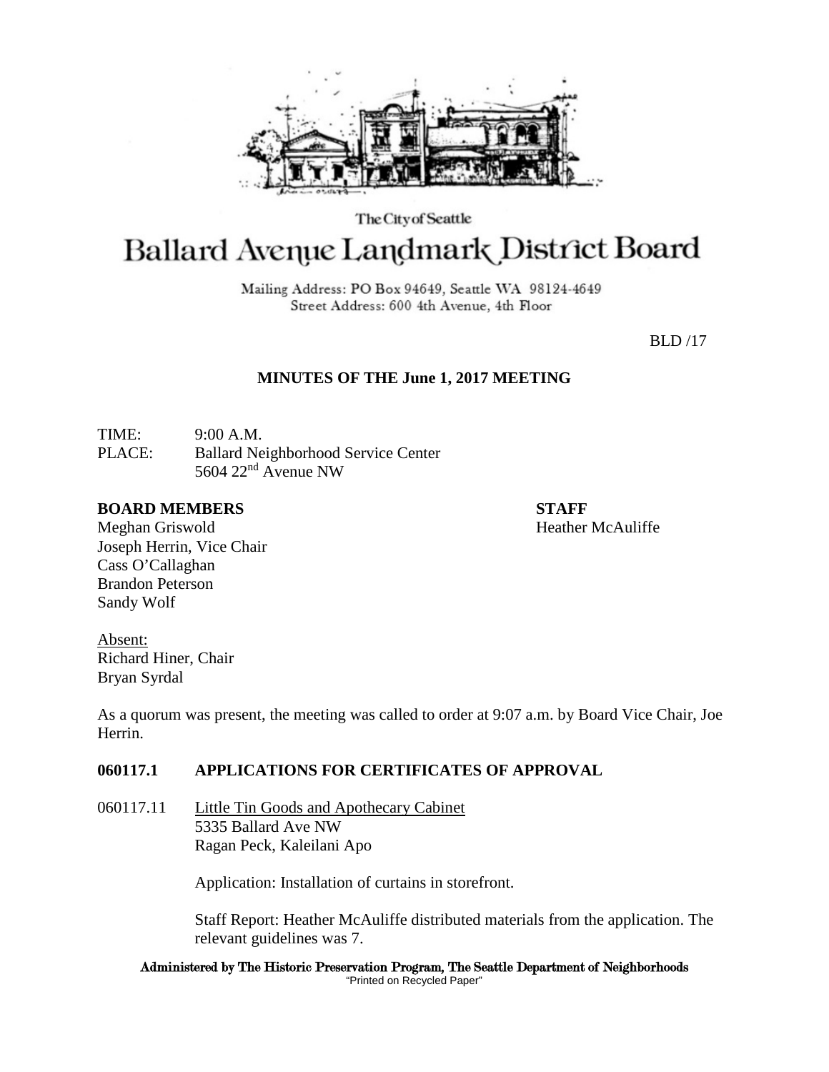The City of Seattle

# Ballard Avenue Landmark District Board

Mailing Address: PO Box 94649, Seattle WA 98124-4649
Street Address: 600 4th Avenue, 4th Floor

BLD /17

## MINUTES OF THE June 1, 2017 MEETING

TIME: 9:00 A.M.
PLACE: Ballard Neighborhood Service Center
5604 22nd Avenue NW

**BOARD MEMBERS**
Meghan Griswold
Joseph Herrin, Vice Chair
Cass O'Callaghan
Brandon Peterson
Sandy Wolf

**STAFF**
Heather McAuliffe

Absent:
Richard Hiner, Chair
Bryan Syrdal

As a quorum was present, the meeting was called to order at 9:07 a.m. by Board Vice Chair, Joe Herrin.

### 060117.1 APPLICATIONS FOR CERTIFICATES OF APPROVAL

060117.11 Little Tin Goods and Apothecary Cabinet
5335 Ballard Ave NW
Ragan Peck, Kaleilani Apo

Application: Installation of curtains in storefront.

Staff Report: Heather McAuliffe distributed materials from the application. The relevant guidelines was 7.

Administered by The Historic Preservation Program, The Seattle Department of Neighborhoods
"Printed on Recycled Paper"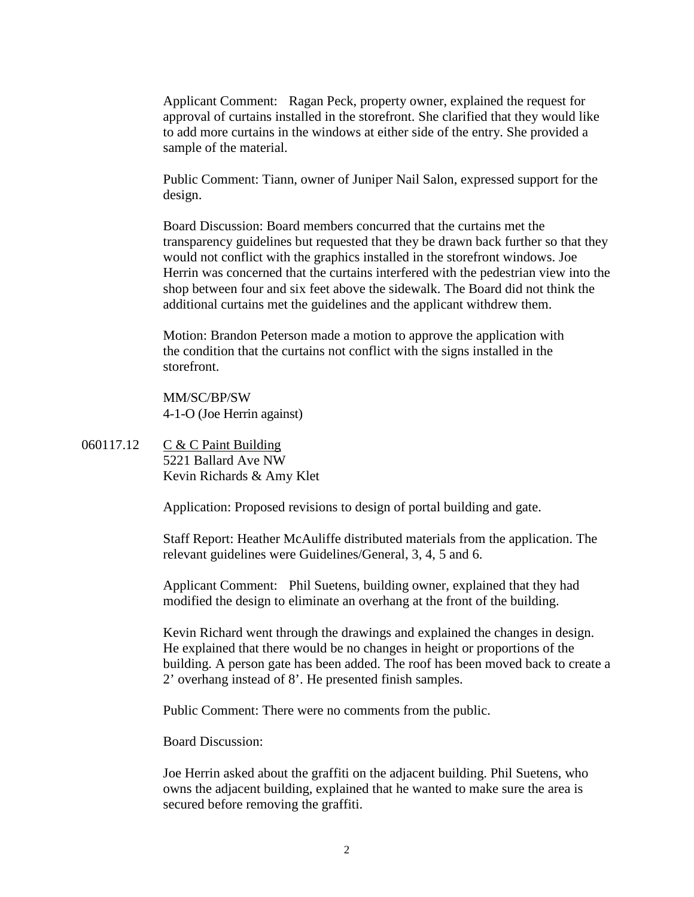Applicant Comment: Ragan Peck, property owner, explained the request for approval of curtains installed in the storefront. She clarified that they would like to add more curtains in the windows at either side of the entry. She provided a sample of the material.

Public Comment: Tiann, owner of Juniper Nail Salon, expressed support for the design.

Board Discussion: Board members concurred that the curtains met the transparency guidelines but requested that they be drawn back further so that they would not conflict with the graphics installed in the storefront windows. Joe Herrin was concerned that the curtains interfered with the pedestrian view into the shop between four and six feet above the sidewalk. The Board did not think the additional curtains met the guidelines and the applicant withdrew them.

Motion: Brandon Peterson made a motion to approve the application with the condition that the curtains not conflict with the signs installed in the storefront.

MM/SC/BP/SW
4-1-O (Joe Herrin against)

060117.12 C & C Paint Building
5221 Ballard Ave NW
Kevin Richards & Amy Klet

Application: Proposed revisions to design of portal building and gate.

Staff Report: Heather McAuliffe distributed materials from the application. The relevant guidelines were Guidelines/General, 3, 4, 5 and 6.

Applicant Comment: Phil Suetens, building owner, explained that they had modified the design to eliminate an overhang at the front of the building.

Kevin Richard went through the drawings and explained the changes in design. He explained that there would be no changes in height or proportions of the building. A person gate has been added. The roof has been moved back to create a 2' overhang instead of 8'. He presented finish samples.

Public Comment: There were no comments from the public.

Board Discussion:

Joe Herrin asked about the graffiti on the adjacent building. Phil Suetens, who owns the adjacent building, explained that he wanted to make sure the area is secured before removing the graffiti.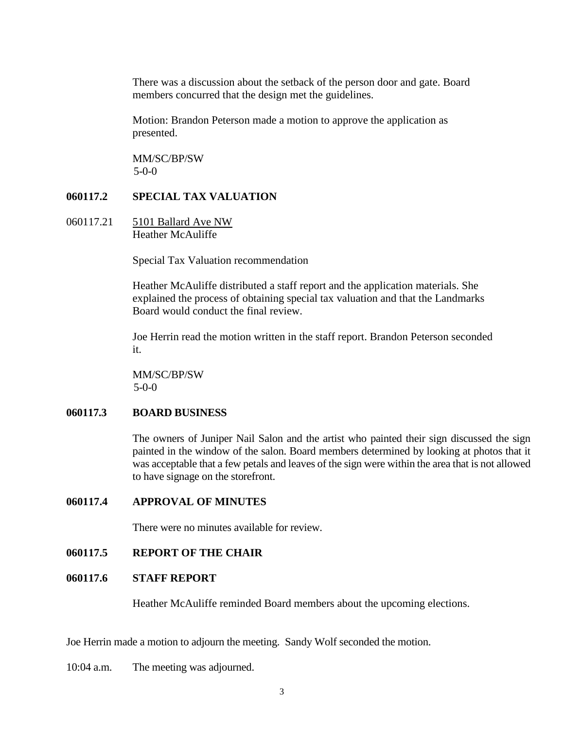There was a discussion about the setback of the person door and gate. Board members concurred that the design met the guidelines.

Motion: Brandon Peterson made a motion to approve the application as presented.

MM/SC/BP/SW
5-0-0

**060117.2 SPECIAL TAX VALUATION**

060117.21 5101 Ballard Ave NW
Heather McAuliffe

Special Tax Valuation recommendation

Heather McAuliffe distributed a staff report and the application materials. She explained the process of obtaining special tax valuation and that the Landmarks Board would conduct the final review.

Joe Herrin read the motion written in the staff report. Brandon Peterson seconded it.

MM/SC/BP/SW
5-0-0

**060117.3 BOARD BUSINESS**

The owners of Juniper Nail Salon and the artist who painted their sign discussed the sign painted in the window of the salon. Board members determined by looking at photos that it was acceptable that a few petals and leaves of the sign were within the area that is not allowed to have signage on the storefront.

**060117.4 APPROVAL OF MINUTES**

There were no minutes available for review.

**060117.5 REPORT OF THE CHAIR**

**060117.6 STAFF REPORT**

Heather McAuliffe reminded Board members about the upcoming elections.

Joe Herrin made a motion to adjourn the meeting. Sandy Wolf seconded the motion.

10:04 a.m. The meeting was adjourned.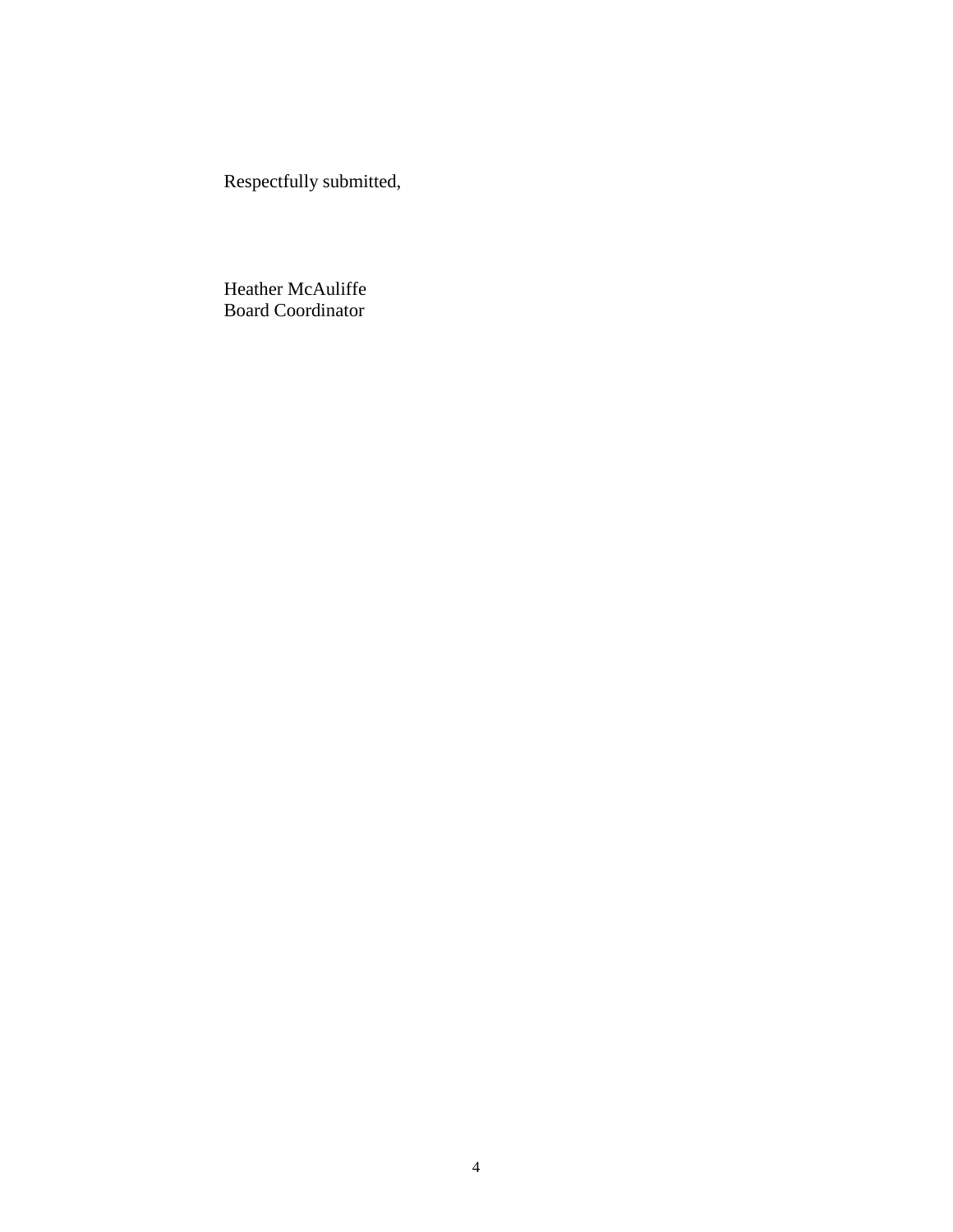Respectfully submitted,

Heather McAuliffe  
Board Coordinator